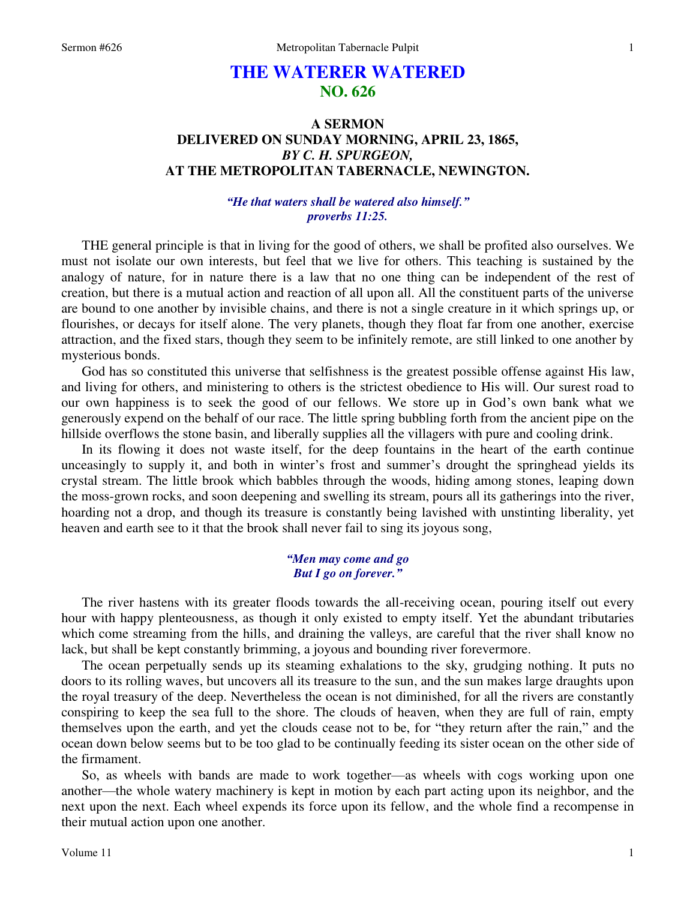# THE WATERER WATERED
## NO. 626

### A SERMON
### DELIVERED ON SUNDAY MORNING, APRIL 23, 1865,
### *BY C. H. SPURGEON,*
### AT THE METROPOLITAN TABERNACLE, NEWINGTON.

*"He that waters shall be watered also himself."*
*proverbs 11:25.*

THE general principle is that in living for the good of others, we shall be profited also ourselves. We must not isolate our own interests, but feel that we live for others. This teaching is sustained by the analogy of nature, for in nature there is a law that no one thing can be independent of the rest of creation, but there is a mutual action and reaction of all upon all. All the constituent parts of the universe are bound to one another by invisible chains, and there is not a single creature in it which springs up, or flourishes, or decays for itself alone. The very planets, though they float far from one another, exercise attraction, and the fixed stars, though they seem to be infinitely remote, are still linked to one another by mysterious bonds.

God has so constituted this universe that selfishness is the greatest possible offense against His law, and living for others, and ministering to others is the strictest obedience to His will. Our surest road to our own happiness is to seek the good of our fellows. We store up in God's own bank what we generously expend on the behalf of our race. The little spring bubbling forth from the ancient pipe on the hillside overflows the stone basin, and liberally supplies all the villagers with pure and cooling drink.

In its flowing it does not waste itself, for the deep fountains in the heart of the earth continue unceasingly to supply it, and both in winter's frost and summer's drought the springhead yields its crystal stream. The little brook which babbles through the woods, hiding among stones, leaping down the moss-grown rocks, and soon deepening and swelling its stream, pours all its gatherings into the river, hoarding not a drop, and though its treasure is constantly being lavished with unstinting liberality, yet heaven and earth see to it that the brook shall never fail to sing its joyous song,

*"Men may come and go*
*But I go on forever."*

The river hastens with its greater floods towards the all-receiving ocean, pouring itself out every hour with happy plenteousness, as though it only existed to empty itself. Yet the abundant tributaries which come streaming from the hills, and draining the valleys, are careful that the river shall know no lack, but shall be kept constantly brimming, a joyous and bounding river forevermore.

The ocean perpetually sends up its steaming exhalations to the sky, grudging nothing. It puts no doors to its rolling waves, but uncovers all its treasure to the sun, and the sun makes large draughts upon the royal treasury of the deep. Nevertheless the ocean is not diminished, for all the rivers are constantly conspiring to keep the sea full to the shore. The clouds of heaven, when they are full of rain, empty themselves upon the earth, and yet the clouds cease not to be, for "they return after the rain," and the ocean down below seems but to be too glad to be continually feeding its sister ocean on the other side of the firmament.

So, as wheels with bands are made to work together—as wheels with cogs working upon one another—the whole watery machinery is kept in motion by each part acting upon its neighbor, and the next upon the next. Each wheel expends its force upon its fellow, and the whole find a recompense in their mutual action upon one another.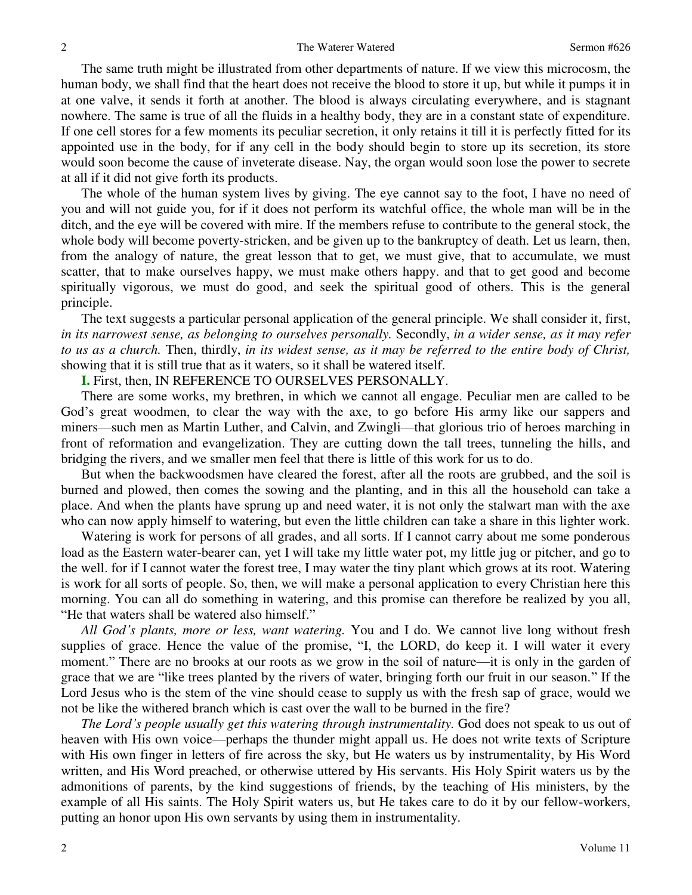The same truth might be illustrated from other departments of nature. If we view this microcosm, the human body, we shall find that the heart does not receive the blood to store it up, but while it pumps it in at one valve, it sends it forth at another. The blood is always circulating everywhere, and is stagnant nowhere. The same is true of all the fluids in a healthy body, they are in a constant state of expenditure. If one cell stores for a few moments its peculiar secretion, it only retains it till it is perfectly fitted for its appointed use in the body, for if any cell in the body should begin to store up its secretion, its store would soon become the cause of inveterate disease. Nay, the organ would soon lose the power to secrete at all if it did not give forth its products.

The whole of the human system lives by giving. The eye cannot say to the foot, I have no need of you and will not guide you, for if it does not perform its watchful office, the whole man will be in the ditch, and the eye will be covered with mire. If the members refuse to contribute to the general stock, the whole body will become poverty-stricken, and be given up to the bankruptcy of death. Let us learn, then, from the analogy of nature, the great lesson that to get, we must give, that to accumulate, we must scatter, that to make ourselves happy, we must make others happy. and that to get good and become spiritually vigorous, we must do good, and seek the spiritual good of others. This is the general principle.

The text suggests a particular personal application of the general principle. We shall consider it, first, *in its narrowest sense, as belonging to ourselves personally.* Secondly, *in a wider sense, as it may refer to us as a church.* Then, thirdly, *in its widest sense, as it may be referred to the entire body of Christ,* showing that it is still true that as it waters, so it shall be watered itself.

**I.** First, then, IN REFERENCE TO OURSELVES PERSONALLY.

There are some works, my brethren, in which we cannot all engage. Peculiar men are called to be God's great woodmen, to clear the way with the axe, to go before His army like our sappers and miners—such men as Martin Luther, and Calvin, and Zwingli—that glorious trio of heroes marching in front of reformation and evangelization. They are cutting down the tall trees, tunneling the hills, and bridging the rivers, and we smaller men feel that there is little of this work for us to do.

But when the backwoodsmen have cleared the forest, after all the roots are grubbed, and the soil is burned and plowed, then comes the sowing and the planting, and in this all the household can take a place. And when the plants have sprung up and need water, it is not only the stalwart man with the axe who can now apply himself to watering, but even the little children can take a share in this lighter work.

Watering is work for persons of all grades, and all sorts. If I cannot carry about me some ponderous load as the Eastern water-bearer can, yet I will take my little water pot, my little jug or pitcher, and go to the well. for if I cannot water the forest tree, I may water the tiny plant which grows at its root. Watering is work for all sorts of people. So, then, we will make a personal application to every Christian here this morning. You can all do something in watering, and this promise can therefore be realized by you all, "He that waters shall be watered also himself."

*All God's plants, more or less, want watering.* You and I do. We cannot live long without fresh supplies of grace. Hence the value of the promise, "I, the LORD, do keep it. I will water it every moment." There are no brooks at our roots as we grow in the soil of nature—it is only in the garden of grace that we are "like trees planted by the rivers of water, bringing forth our fruit in our season." If the Lord Jesus who is the stem of the vine should cease to supply us with the fresh sap of grace, would we not be like the withered branch which is cast over the wall to be burned in the fire?

*The Lord's people usually get this watering through instrumentality.* God does not speak to us out of heaven with His own voice—perhaps the thunder might appall us. He does not write texts of Scripture with His own finger in letters of fire across the sky, but He waters us by instrumentality, by His Word written, and His Word preached, or otherwise uttered by His servants. His Holy Spirit waters us by the admonitions of parents, by the kind suggestions of friends, by the teaching of His ministers, by the example of all His saints. The Holy Spirit waters us, but He takes care to do it by our fellow-workers, putting an honor upon His own servants by using them in instrumentality.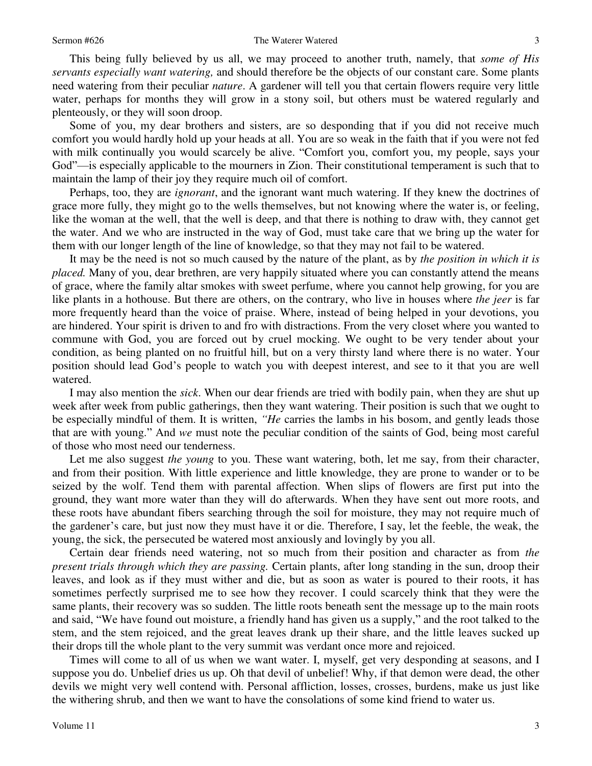This being fully believed by us all, we may proceed to another truth, namely, that *some of His servants especially want watering,* and should therefore be the objects of our constant care. Some plants need watering from their peculiar *nature*. A gardener will tell you that certain flowers require very little water, perhaps for months they will grow in a stony soil, but others must be watered regularly and plenteously, or they will soon droop.

Some of you, my dear brothers and sisters, are so desponding that if you did not receive much comfort you would hardly hold up your heads at all. You are so weak in the faith that if you were not fed with milk continually you would scarcely be alive. "Comfort you, comfort you, my people, says your God"—is especially applicable to the mourners in Zion. Their constitutional temperament is such that to maintain the lamp of their joy they require much oil of comfort.

Perhaps, too, they are *ignorant*, and the ignorant want much watering. If they knew the doctrines of grace more fully, they might go to the wells themselves, but not knowing where the water is, or feeling, like the woman at the well, that the well is deep, and that there is nothing to draw with, they cannot get the water. And we who are instructed in the way of God, must take care that we bring up the water for them with our longer length of the line of knowledge, so that they may not fail to be watered.

It may be the need is not so much caused by the nature of the plant, as by *the position in which it is placed.* Many of you, dear brethren, are very happily situated where you can constantly attend the means of grace, where the family altar smokes with sweet perfume, where you cannot help growing, for you are like plants in a hothouse. But there are others, on the contrary, who live in houses where *the jeer* is far more frequently heard than the voice of praise. Where, instead of being helped in your devotions, you are hindered. Your spirit is driven to and fro with distractions. From the very closet where you wanted to commune with God, you are forced out by cruel mocking. We ought to be very tender about your condition, as being planted on no fruitful hill, but on a very thirsty land where there is no water. Your position should lead God's people to watch you with deepest interest, and see to it that you are well watered.

I may also mention the *sick*. When our dear friends are tried with bodily pain, when they are shut up week after week from public gatherings, then they want watering. Their position is such that we ought to be especially mindful of them. It is written, *"He* carries the lambs in his bosom, and gently leads those that are with young." And *we* must note the peculiar condition of the saints of God, being most careful of those who most need our tenderness.

Let me also suggest *the young* to you. These want watering, both, let me say, from their character, and from their position. With little experience and little knowledge, they are prone to wander or to be seized by the wolf. Tend them with parental affection. When slips of flowers are first put into the ground, they want more water than they will do afterwards. When they have sent out more roots, and these roots have abundant fibers searching through the soil for moisture, they may not require much of the gardener's care, but just now they must have it or die. Therefore, I say, let the feeble, the weak, the young, the sick, the persecuted be watered most anxiously and lovingly by you all.

Certain dear friends need watering, not so much from their position and character as from *the present trials through which they are passing.* Certain plants, after long standing in the sun, droop their leaves, and look as if they must wither and die, but as soon as water is poured to their roots, it has sometimes perfectly surprised me to see how they recover. I could scarcely think that they were the same plants, their recovery was so sudden. The little roots beneath sent the message up to the main roots and said, "We have found out moisture, a friendly hand has given us a supply," and the root talked to the stem, and the stem rejoiced, and the great leaves drank up their share, and the little leaves sucked up their drops till the whole plant to the very summit was verdant once more and rejoiced.

Times will come to all of us when we want water. I, myself, get very desponding at seasons, and I suppose you do. Unbelief dries us up. Oh that devil of unbelief! Why, if that demon were dead, the other devils we might very well contend with. Personal affliction, losses, crosses, burdens, make us just like the withering shrub, and then we want to have the consolations of some kind friend to water us.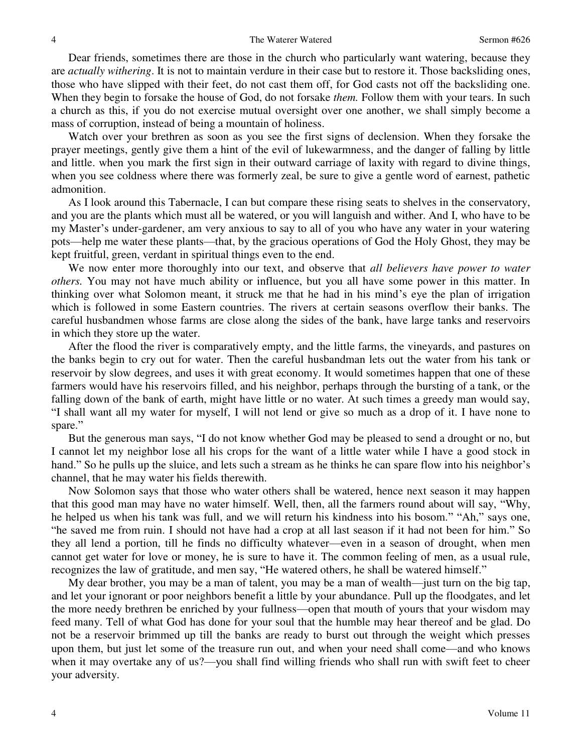Dear friends, sometimes there are those in the church who particularly want watering, because they are *actually withering*. It is not to maintain verdure in their case but to restore it. Those backsliding ones, those who have slipped with their feet, do not cast them off, for God casts not off the backsliding one. When they begin to forsake the house of God, do not forsake *them.* Follow them with your tears. In such a church as this, if you do not exercise mutual oversight over one another, we shall simply become a mass of corruption, instead of being a mountain of holiness.

Watch over your brethren as soon as you see the first signs of declension. When they forsake the prayer meetings, gently give them a hint of the evil of lukewarmness, and the danger of falling by little and little. when you mark the first sign in their outward carriage of laxity with regard to divine things, when you see coldness where there was formerly zeal, be sure to give a gentle word of earnest, pathetic admonition.

As I look around this Tabernacle, I can but compare these rising seats to shelves in the conservatory, and you are the plants which must all be watered, or you will languish and wither. And I, who have to be my Master's under-gardener, am very anxious to say to all of you who have any water in your watering pots—help me water these plants—that, by the gracious operations of God the Holy Ghost, they may be kept fruitful, green, verdant in spiritual things even to the end.

We now enter more thoroughly into our text, and observe that *all believers have power to water others.* You may not have much ability or influence, but you all have some power in this matter. In thinking over what Solomon meant, it struck me that he had in his mind's eye the plan of irrigation which is followed in some Eastern countries. The rivers at certain seasons overflow their banks. The careful husbandmen whose farms are close along the sides of the bank, have large tanks and reservoirs in which they store up the water.

After the flood the river is comparatively empty, and the little farms, the vineyards, and pastures on the banks begin to cry out for water. Then the careful husbandman lets out the water from his tank or reservoir by slow degrees, and uses it with great economy. It would sometimes happen that one of these farmers would have his reservoirs filled, and his neighbor, perhaps through the bursting of a tank, or the falling down of the bank of earth, might have little or no water. At such times a greedy man would say, "I shall want all my water for myself, I will not lend or give so much as a drop of it. I have none to spare."

But the generous man says, "I do not know whether God may be pleased to send a drought or no, but I cannot let my neighbor lose all his crops for the want of a little water while I have a good stock in hand." So he pulls up the sluice, and lets such a stream as he thinks he can spare flow into his neighbor's channel, that he may water his fields therewith.

Now Solomon says that those who water others shall be watered, hence next season it may happen that this good man may have no water himself. Well, then, all the farmers round about will say, "Why, he helped us when his tank was full, and we will return his kindness into his bosom." "Ah," says one, "he saved me from ruin. I should not have had a crop at all last season if it had not been for him." So they all lend a portion, till he finds no difficulty whatever—even in a season of drought, when men cannot get water for love or money, he is sure to have it. The common feeling of men, as a usual rule, recognizes the law of gratitude, and men say, "He watered others, he shall be watered himself."

My dear brother, you may be a man of talent, you may be a man of wealth—just turn on the big tap, and let your ignorant or poor neighbors benefit a little by your abundance. Pull up the floodgates, and let the more needy brethren be enriched by your fullness—open that mouth of yours that your wisdom may feed many. Tell of what God has done for your soul that the humble may hear thereof and be glad. Do not be a reservoir brimmed up till the banks are ready to burst out through the weight which presses upon them, but just let some of the treasure run out, and when your need shall come—and who knows when it may overtake any of us?—you shall find willing friends who shall run with swift feet to cheer your adversity.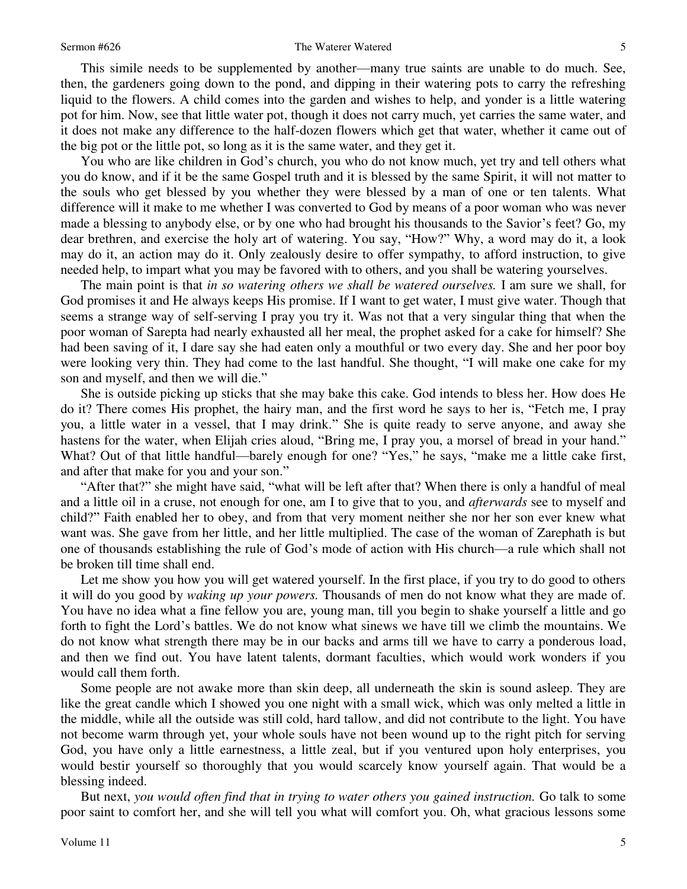This simile needs to be supplemented by another—many true saints are unable to do much. See, then, the gardeners going down to the pond, and dipping in their watering pots to carry the refreshing liquid to the flowers. A child comes into the garden and wishes to help, and yonder is a little watering pot for him. Now, see that little water pot, though it does not carry much, yet carries the same water, and it does not make any difference to the half-dozen flowers which get that water, whether it came out of the big pot or the little pot, so long as it is the same water, and they get it.

You who are like children in God's church, you who do not know much, yet try and tell others what you do know, and if it be the same Gospel truth and it is blessed by the same Spirit, it will not matter to the souls who get blessed by you whether they were blessed by a man of one or ten talents. What difference will it make to me whether I was converted to God by means of a poor woman who was never made a blessing to anybody else, or by one who had brought his thousands to the Savior's feet? Go, my dear brethren, and exercise the holy art of watering. You say, "How?" Why, a word may do it, a look may do it, an action may do it. Only zealously desire to offer sympathy, to afford instruction, to give needed help, to impart what you may be favored with to others, and you shall be watering yourselves.

The main point is that *in so watering others we shall be watered ourselves.* I am sure we shall, for God promises it and He always keeps His promise. If I want to get water, I must give water. Though that seems a strange way of self-serving I pray you try it. Was not that a very singular thing that when the poor woman of Sarepta had nearly exhausted all her meal, the prophet asked for a cake for himself? She had been saving of it, I dare say she had eaten only a mouthful or two every day. She and her poor boy were looking very thin. They had come to the last handful. She thought, "I will make one cake for my son and myself, and then we will die."

She is outside picking up sticks that she may bake this cake. God intends to bless her. How does He do it? There comes His prophet, the hairy man, and the first word he says to her is, "Fetch me, I pray you, a little water in a vessel, that I may drink." She is quite ready to serve anyone, and away she hastens for the water, when Elijah cries aloud, "Bring me, I pray you, a morsel of bread in your hand." What? Out of that little handful—barely enough for one? "Yes," he says, "make me a little cake first, and after that make for you and your son."

"After that?" she might have said, "what will be left after that? When there is only a handful of meal and a little oil in a cruse, not enough for one, am I to give that to you, and *afterwards* see to myself and child?" Faith enabled her to obey, and from that very moment neither she nor her son ever knew what want was. She gave from her little, and her little multiplied. The case of the woman of Zarephath is but one of thousands establishing the rule of God's mode of action with His church—a rule which shall not be broken till time shall end.

Let me show you how you will get watered yourself. In the first place, if you try to do good to others it will do you good by *waking up your powers.* Thousands of men do not know what they are made of. You have no idea what a fine fellow you are, young man, till you begin to shake yourself a little and go forth to fight the Lord's battles. We do not know what sinews we have till we climb the mountains. We do not know what strength there may be in our backs and arms till we have to carry a ponderous load, and then we find out. You have latent talents, dormant faculties, which would work wonders if you would call them forth.

Some people are not awake more than skin deep, all underneath the skin is sound asleep. They are like the great candle which I showed you one night with a small wick, which was only melted a little in the middle, while all the outside was still cold, hard tallow, and did not contribute to the light. You have not become warm through yet, your whole souls have not been wound up to the right pitch for serving God, you have only a little earnestness, a little zeal, but if you ventured upon holy enterprises, you would bestir yourself so thoroughly that you would scarcely know yourself again. That would be a blessing indeed.

But next, *you would often find that in trying to water others you gained instruction.* Go talk to some poor saint to comfort her, and she will tell you what will comfort you. Oh, what gracious lessons some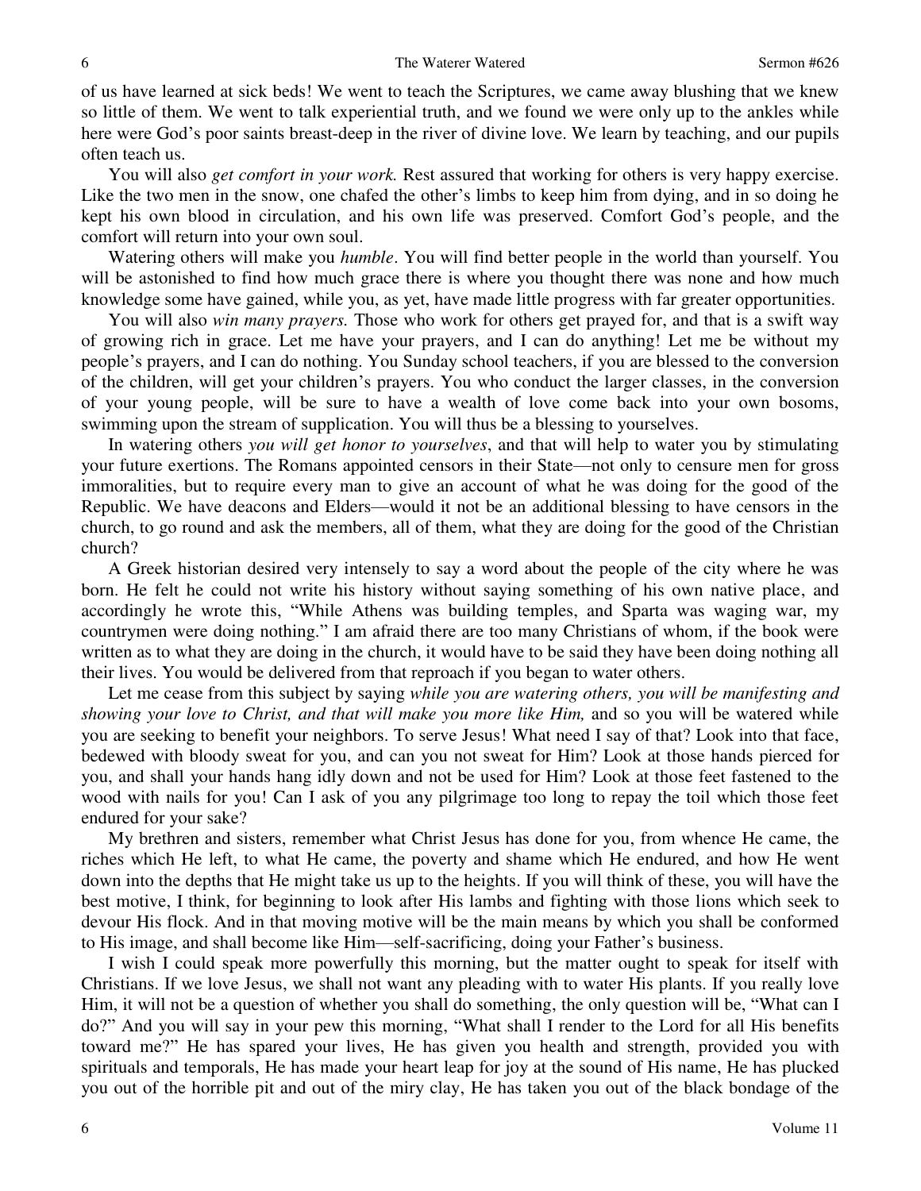of us have learned at sick beds! We went to teach the Scriptures, we came away blushing that we knew so little of them. We went to talk experiential truth, and we found we were only up to the ankles while here were God's poor saints breast-deep in the river of divine love. We learn by teaching, and our pupils often teach us.

You will also *get comfort in your work.* Rest assured that working for others is very happy exercise. Like the two men in the snow, one chafed the other's limbs to keep him from dying, and in so doing he kept his own blood in circulation, and his own life was preserved. Comfort God's people, and the comfort will return into your own soul.

Watering others will make you *humble*. You will find better people in the world than yourself. You will be astonished to find how much grace there is where you thought there was none and how much knowledge some have gained, while you, as yet, have made little progress with far greater opportunities.

You will also *win many prayers.* Those who work for others get prayed for, and that is a swift way of growing rich in grace. Let me have your prayers, and I can do anything! Let me be without my people's prayers, and I can do nothing. You Sunday school teachers, if you are blessed to the conversion of the children, will get your children's prayers. You who conduct the larger classes, in the conversion of your young people, will be sure to have a wealth of love come back into your own bosoms, swimming upon the stream of supplication. You will thus be a blessing to yourselves.

In watering others *you will get honor to yourselves*, and that will help to water you by stimulating your future exertions. The Romans appointed censors in their State—not only to censure men for gross immoralities, but to require every man to give an account of what he was doing for the good of the Republic. We have deacons and Elders—would it not be an additional blessing to have censors in the church, to go round and ask the members, all of them, what they are doing for the good of the Christian church?

A Greek historian desired very intensely to say a word about the people of the city where he was born. He felt he could not write his history without saying something of his own native place, and accordingly he wrote this, "While Athens was building temples, and Sparta was waging war, my countrymen were doing nothing." I am afraid there are too many Christians of whom, if the book were written as to what they are doing in the church, it would have to be said they have been doing nothing all their lives. You would be delivered from that reproach if you began to water others.

Let me cease from this subject by saying *while you are watering others, you will be manifesting and showing your love to Christ, and that will make you more like Him,* and so you will be watered while you are seeking to benefit your neighbors. To serve Jesus! What need I say of that? Look into that face, bedewed with bloody sweat for you, and can you not sweat for Him? Look at those hands pierced for you, and shall your hands hang idly down and not be used for Him? Look at those feet fastened to the wood with nails for you! Can I ask of you any pilgrimage too long to repay the toil which those feet endured for your sake?

My brethren and sisters, remember what Christ Jesus has done for you, from whence He came, the riches which He left, to what He came, the poverty and shame which He endured, and how He went down into the depths that He might take us up to the heights. If you will think of these, you will have the best motive, I think, for beginning to look after His lambs and fighting with those lions which seek to devour His flock. And in that moving motive will be the main means by which you shall be conformed to His image, and shall become like Him—self-sacrificing, doing your Father's business.

I wish I could speak more powerfully this morning, but the matter ought to speak for itself with Christians. If we love Jesus, we shall not want any pleading with to water His plants. If you really love Him, it will not be a question of whether you shall do something, the only question will be, "What can I do?" And you will say in your pew this morning, "What shall I render to the Lord for all His benefits toward me?" He has spared your lives, He has given you health and strength, provided you with spirituals and temporals, He has made your heart leap for joy at the sound of His name, He has plucked you out of the horrible pit and out of the miry clay, He has taken you out of the black bondage of the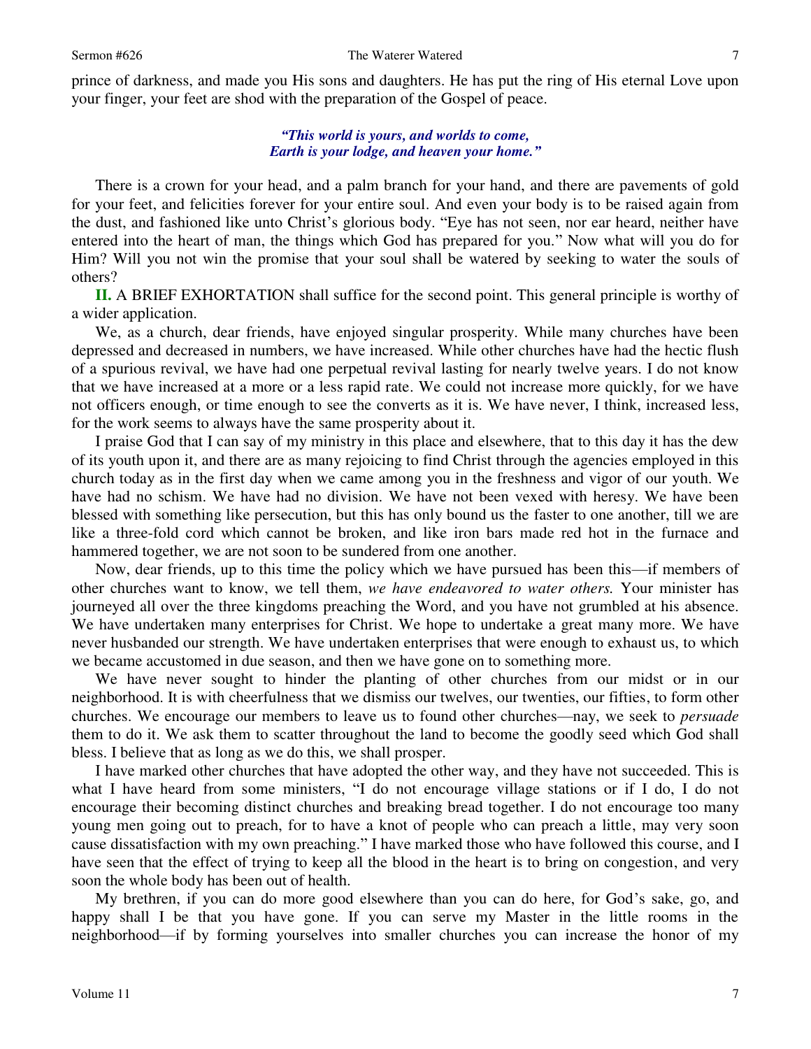prince of darkness, and made you His sons and daughters. He has put the ring of His eternal Love upon your finger, your feet are shod with the preparation of the Gospel of peace.

> ***"This world is yours, and worlds to come,***
> ***Earth is your lodge, and heaven your home."***

There is a crown for your head, and a palm branch for your hand, and there are pavements of gold for your feet, and felicities forever for your entire soul. And even your body is to be raised again from the dust, and fashioned like unto Christ's glorious body. "Eye has not seen, nor ear heard, neither have entered into the heart of man, the things which God has prepared for you." Now what will you do for Him? Will you not win the promise that your soul shall be watered by seeking to water the souls of others?

**II.** A BRIEF EXHORTATION shall suffice for the second point. This general principle is worthy of a wider application.

We, as a church, dear friends, have enjoyed singular prosperity. While many churches have been depressed and decreased in numbers, we have increased. While other churches have had the hectic flush of a spurious revival, we have had one perpetual revival lasting for nearly twelve years. I do not know that we have increased at a more or a less rapid rate. We could not increase more quickly, for we have not officers enough, or time enough to see the converts as it is. We have never, I think, increased less, for the work seems to always have the same prosperity about it.

I praise God that I can say of my ministry in this place and elsewhere, that to this day it has the dew of its youth upon it, and there are as many rejoicing to find Christ through the agencies employed in this church today as in the first day when we came among you in the freshness and vigor of our youth. We have had no schism. We have had no division. We have not been vexed with heresy. We have been blessed with something like persecution, but this has only bound us the faster to one another, till we are like a three-fold cord which cannot be broken, and like iron bars made red hot in the furnace and hammered together, we are not soon to be sundered from one another.

Now, dear friends, up to this time the policy which we have pursued has been this—if members of other churches want to know, we tell them, *we have endeavored to water others.* Your minister has journeyed all over the three kingdoms preaching the Word, and you have not grumbled at his absence. We have undertaken many enterprises for Christ. We hope to undertake a great many more. We have never husbanded our strength. We have undertaken enterprises that were enough to exhaust us, to which we became accustomed in due season, and then we have gone on to something more.

We have never sought to hinder the planting of other churches from our midst or in our neighborhood. It is with cheerfulness that we dismiss our twelves, our twenties, our fifties, to form other churches. We encourage our members to leave us to found other churches—nay, we seek to *persuade* them to do it. We ask them to scatter throughout the land to become the goodly seed which God shall bless. I believe that as long as we do this, we shall prosper.

I have marked other churches that have adopted the other way, and they have not succeeded. This is what I have heard from some ministers, "I do not encourage village stations or if I do, I do not encourage their becoming distinct churches and breaking bread together. I do not encourage too many young men going out to preach, for to have a knot of people who can preach a little, may very soon cause dissatisfaction with my own preaching." I have marked those who have followed this course, and I have seen that the effect of trying to keep all the blood in the heart is to bring on congestion, and very soon the whole body has been out of health.

My brethren, if you can do more good elsewhere than you can do here, for God's sake, go, and happy shall I be that you have gone. If you can serve my Master in the little rooms in the neighborhood—if by forming yourselves into smaller churches you can increase the honor of my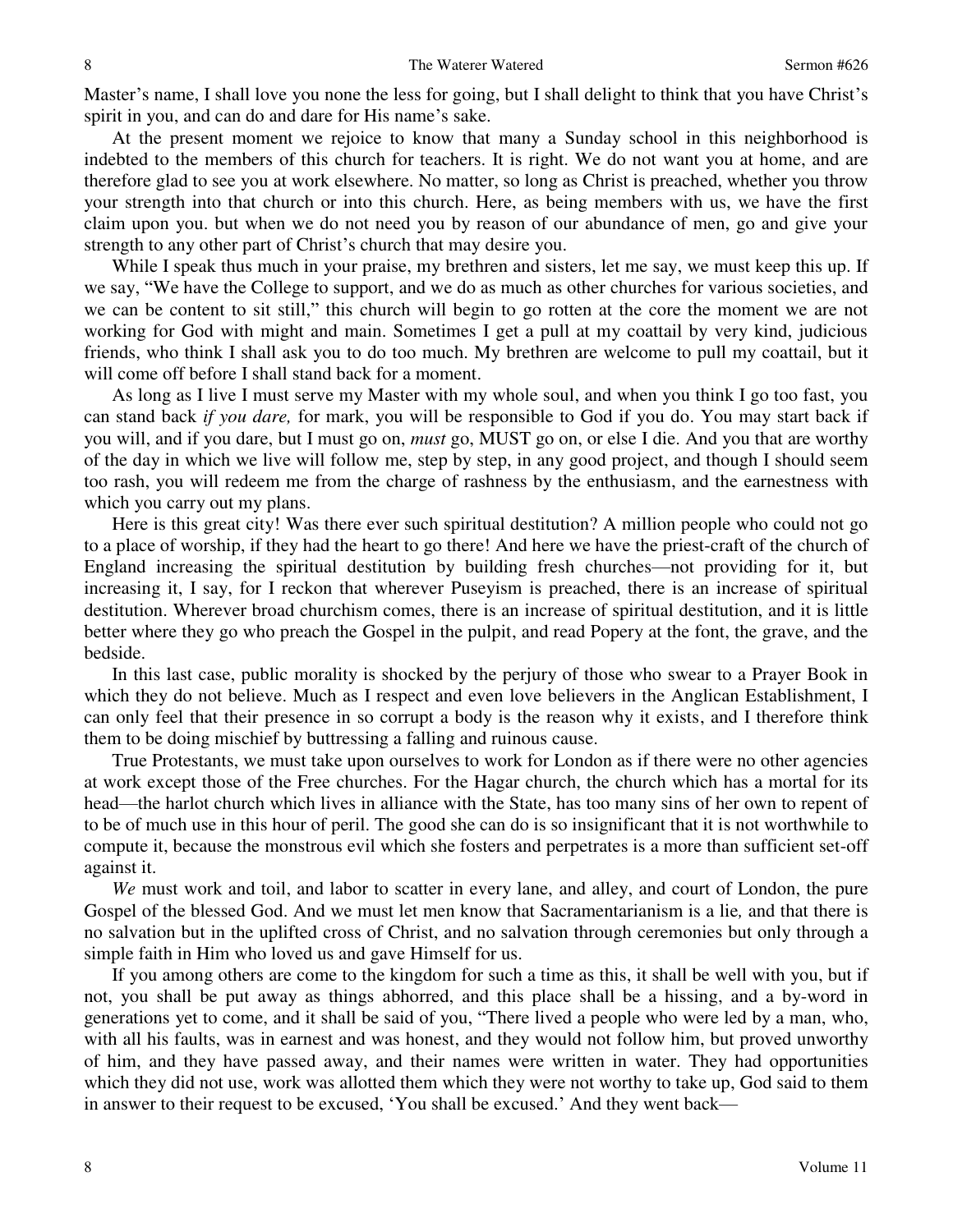Master's name, I shall love you none the less for going, but I shall delight to think that you have Christ's spirit in you, and can do and dare for His name's sake.

At the present moment we rejoice to know that many a Sunday school in this neighborhood is indebted to the members of this church for teachers. It is right. We do not want you at home, and are therefore glad to see you at work elsewhere. No matter, so long as Christ is preached, whether you throw your strength into that church or into this church. Here, as being members with us, we have the first claim upon you. but when we do not need you by reason of our abundance of men, go and give your strength to any other part of Christ's church that may desire you.

While I speak thus much in your praise, my brethren and sisters, let me say, we must keep this up. If we say, "We have the College to support, and we do as much as other churches for various societies, and we can be content to sit still," this church will begin to go rotten at the core the moment we are not working for God with might and main. Sometimes I get a pull at my coattail by very kind, judicious friends, who think I shall ask you to do too much. My brethren are welcome to pull my coattail, but it will come off before I shall stand back for a moment.

As long as I live I must serve my Master with my whole soul, and when you think I go too fast, you can stand back *if you dare,* for mark, you will be responsible to God if you do. You may start back if you will, and if you dare, but I must go on, *must* go, MUST go on, or else I die. And you that are worthy of the day in which we live will follow me, step by step, in any good project, and though I should seem too rash, you will redeem me from the charge of rashness by the enthusiasm, and the earnestness with which you carry out my plans.

Here is this great city! Was there ever such spiritual destitution? A million people who could not go to a place of worship, if they had the heart to go there! And here we have the priest-craft of the church of England increasing the spiritual destitution by building fresh churches—not providing for it, but increasing it, I say, for I reckon that wherever Puseyism is preached, there is an increase of spiritual destitution. Wherever broad churchism comes, there is an increase of spiritual destitution, and it is little better where they go who preach the Gospel in the pulpit, and read Popery at the font, the grave, and the bedside.

In this last case, public morality is shocked by the perjury of those who swear to a Prayer Book in which they do not believe. Much as I respect and even love believers in the Anglican Establishment, I can only feel that their presence in so corrupt a body is the reason why it exists, and I therefore think them to be doing mischief by buttressing a falling and ruinous cause.

True Protestants, we must take upon ourselves to work for London as if there were no other agencies at work except those of the Free churches. For the Hagar church, the church which has a mortal for its head—the harlot church which lives in alliance with the State, has too many sins of her own to repent of to be of much use in this hour of peril. The good she can do is so insignificant that it is not worthwhile to compute it, because the monstrous evil which she fosters and perpetrates is a more than sufficient set-off against it.

*We* must work and toil, and labor to scatter in every lane, and alley, and court of London, the pure Gospel of the blessed God. And we must let men know that Sacramentarianism is a lie*,* and that there is no salvation but in the uplifted cross of Christ, and no salvation through ceremonies but only through a simple faith in Him who loved us and gave Himself for us.

If you among others are come to the kingdom for such a time as this, it shall be well with you, but if not, you shall be put away as things abhorred, and this place shall be a hissing, and a by-word in generations yet to come, and it shall be said of you, "There lived a people who were led by a man, who, with all his faults, was in earnest and was honest, and they would not follow him, but proved unworthy of him, and they have passed away, and their names were written in water. They had opportunities which they did not use, work was allotted them which they were not worthy to take up, God said to them in answer to their request to be excused, 'You shall be excused.' And they went back—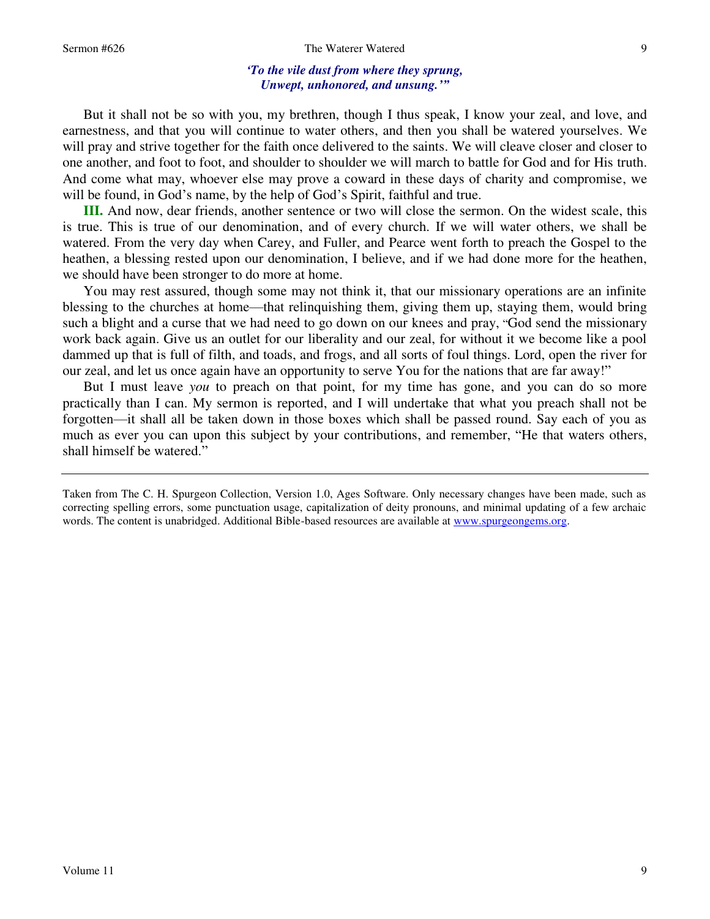*'To the vile dust from where they sprung,*
*Unwept, unhonored, and unsung.'"*

But it shall not be so with you, my brethren, though I thus speak, I know your zeal, and love, and earnestness, and that you will continue to water others, and then you shall be watered yourselves. We will pray and strive together for the faith once delivered to the saints. We will cleave closer and closer to one another, and foot to foot, and shoulder to shoulder we will march to battle for God and for His truth. And come what may, whoever else may prove a coward in these days of charity and compromise, we will be found, in God's name, by the help of God's Spirit, faithful and true.

**III.** And now, dear friends, another sentence or two will close the sermon. On the widest scale, this is true. This is true of our denomination, and of every church. If we will water others, we shall be watered. From the very day when Carey, and Fuller, and Pearce went forth to preach the Gospel to the heathen, a blessing rested upon our denomination, I believe, and if we had done more for the heathen, we should have been stronger to do more at home.

You may rest assured, though some may not think it, that our missionary operations are an infinite blessing to the churches at home—that relinquishing them, giving them up, staying them, would bring such a blight and a curse that we had need to go down on our knees and pray, "God send the missionary work back again. Give us an outlet for our liberality and our zeal, for without it we become like a pool dammed up that is full of filth, and toads, and frogs, and all sorts of foul things. Lord, open the river for our zeal, and let us once again have an opportunity to serve You for the nations that are far away!"

But I must leave *you* to preach on that point, for my time has gone, and you can do so more practically than I can. My sermon is reported, and I will undertake that what you preach shall not be forgotten—it shall all be taken down in those boxes which shall be passed round. Say each of you as much as ever you can upon this subject by your contributions, and remember, "He that waters others, shall himself be watered."

---

Taken from The C. H. Spurgeon Collection, Version 1.0, Ages Software. Only necessary changes have been made, such as correcting spelling errors, some punctuation usage, capitalization of deity pronouns, and minimal updating of a few archaic words. The content is unabridged. Additional Bible-based resources are available at www.spurgeongems.org.